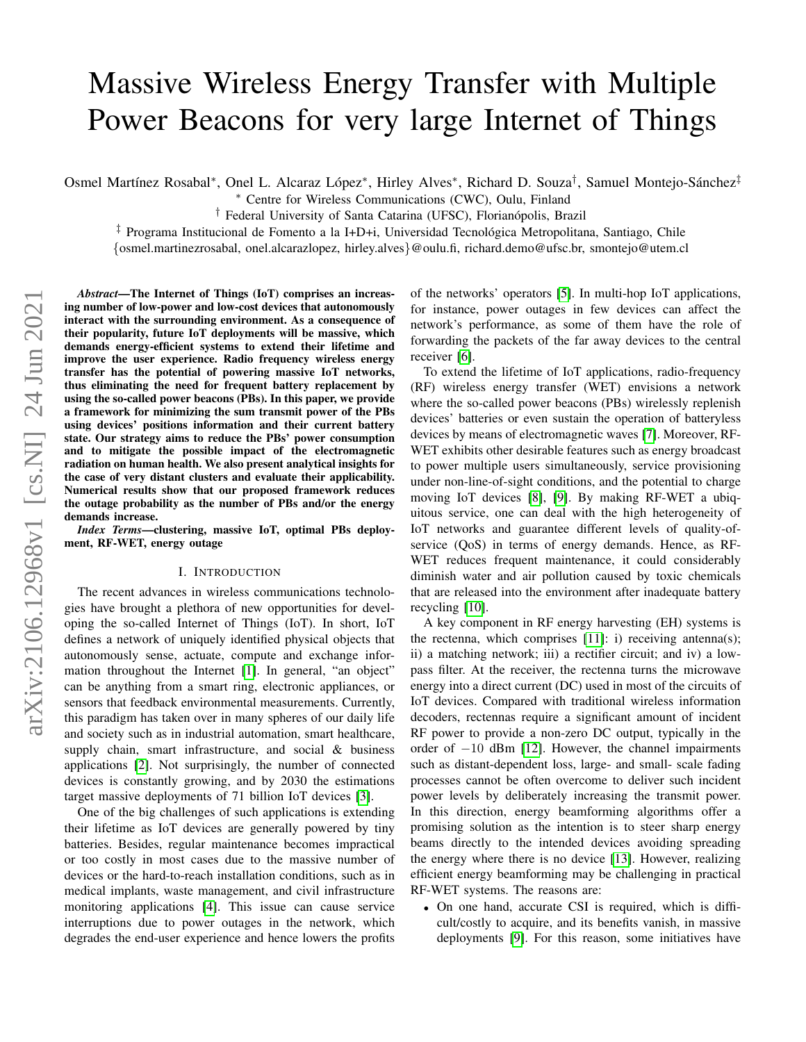# Massive Wireless Energy Transfer with Multiple Power Beacons for very large Internet of Things

Osmel Martínez Rosabal[*], Onel L. Alcaraz López[*], Hirley Alves[*], Richard D. Souza[†], Samuel Montejo-Sánchez[‡]

[*] Centre for Wireless Communications (CWC), Oulu, Finland

[†] Federal University of Santa Catarina (UFSC), Florianópolis, Brazil

[‡] Programa Institucional de Fomento a la I+D+i, Universidad Tecnológica Metropolitana, Santiago, Chile

{osmel.martinezrosabal, onel.alcarazlopez, hirley.alves}@oulu.fi, richard.demo@ufsc.br, smontejo@utem.cl

***Abstract*—The Internet of Things (IoT) comprises an increasing number of low-power and low-cost devices that autonomously interact with the surrounding environment. As a consequence of their popularity, future IoT deployments will be massive, which demands energy-efficient systems to extend their lifetime and improve the user experience. Radio frequency wireless energy transfer has the potential of powering massive IoT networks, thus eliminating the need for frequent battery replacement by using the so-called power beacons (PBs). In this paper, we provide a framework for minimizing the sum transmit power of the PBs using devices' positions information and their current battery state. Our strategy aims to reduce the PBs' power consumption and to mitigate the possible impact of the electromagnetic radiation on human health. We also present analytical insights for the case of very distant clusters and evaluate their applicability. Numerical results show that our proposed framework reduces the outage probability as the number of PBs and/or the energy demands increase.**

***Index Terms*—clustering, massive IoT, optimal PBs deployment, RF-WET, energy outage**

## I. Introduction

The recent advances in wireless communications technologies have brought a plethora of new opportunities for developing the so-called Internet of Things (IoT). In short, IoT defines a network of uniquely identified physical objects that autonomously sense, actuate, compute and exchange information throughout the Internet [1]. In general, "an object" can be anything from a smart ring, electronic appliances, or sensors that feedback environmental measurements. Currently, this paradigm has taken over in many spheres of our daily life and society such as in industrial automation, smart healthcare, supply chain, smart infrastructure, and social & business applications [2]. Not surprisingly, the number of connected devices is constantly growing, and by 2030 the estimations target massive deployments of 71 billion IoT devices [3].

One of the big challenges of such applications is extending their lifetime as IoT devices are generally powered by tiny batteries. Besides, regular maintenance becomes impractical or too costly in most cases due to the massive number of devices or the hard-to-reach installation conditions, such as in medical implants, waste management, and civil infrastructure monitoring applications [4]. This issue can cause service interruptions due to power outages in the network, which degrades the end-user experience and hence lowers the profits of the networks' operators [5]. In multi-hop IoT applications, for instance, power outages in few devices can affect the network's performance, as some of them have the role of forwarding the packets of the far away devices to the central receiver [6].

To extend the lifetime of IoT applications, radio-frequency (RF) wireless energy transfer (WET) envisions a network where the so-called power beacons (PBs) wirelessly replenish devices' batteries or even sustain the operation of batteryless devices by means of electromagnetic waves [7]. Moreover, RF-WET exhibits other desirable features such as energy broadcast to power multiple users simultaneously, service provisioning under non-line-of-sight conditions, and the potential to charge moving IoT devices [8], [9]. By making RF-WET a ubiquitous service, one can deal with the high heterogeneity of IoT networks and guarantee different levels of quality-of-service (QoS) in terms of energy demands. Hence, as RF-WET reduces frequent maintenance, it could considerably diminish water and air pollution caused by toxic chemicals that are released into the environment after inadequate battery recycling [10].

A key component in RF energy harvesting (EH) systems is the rectenna, which comprises [11]: i) receiving antenna(s); ii) a matching network; iii) a rectifier circuit; and iv) a low-pass filter. At the receiver, the rectenna turns the microwave energy into a direct current (DC) used in most of the circuits of IoT devices. Compared with traditional wireless information decoders, rectennas require a significant amount of incident RF power to provide a non-zero DC output, typically in the order of $-10$ dBm [12]. However, the channel impairments such as distant-dependent loss, large- and small- scale fading processes cannot be often overcome to deliver such incident power levels by deliberately increasing the transmit power. In this direction, energy beamforming algorithms offer a promising solution as the intention is to steer sharp energy beams directly to the intended devices avoiding spreading the energy where there is no device [13]. However, realizing efficient energy beamforming may be challenging in practical RF-WET systems. The reasons are:

- On one hand, accurate CSI is required, which is difficult/costly to acquire, and its benefits vanish, in massive deployments [9]. For this reason, some initiatives have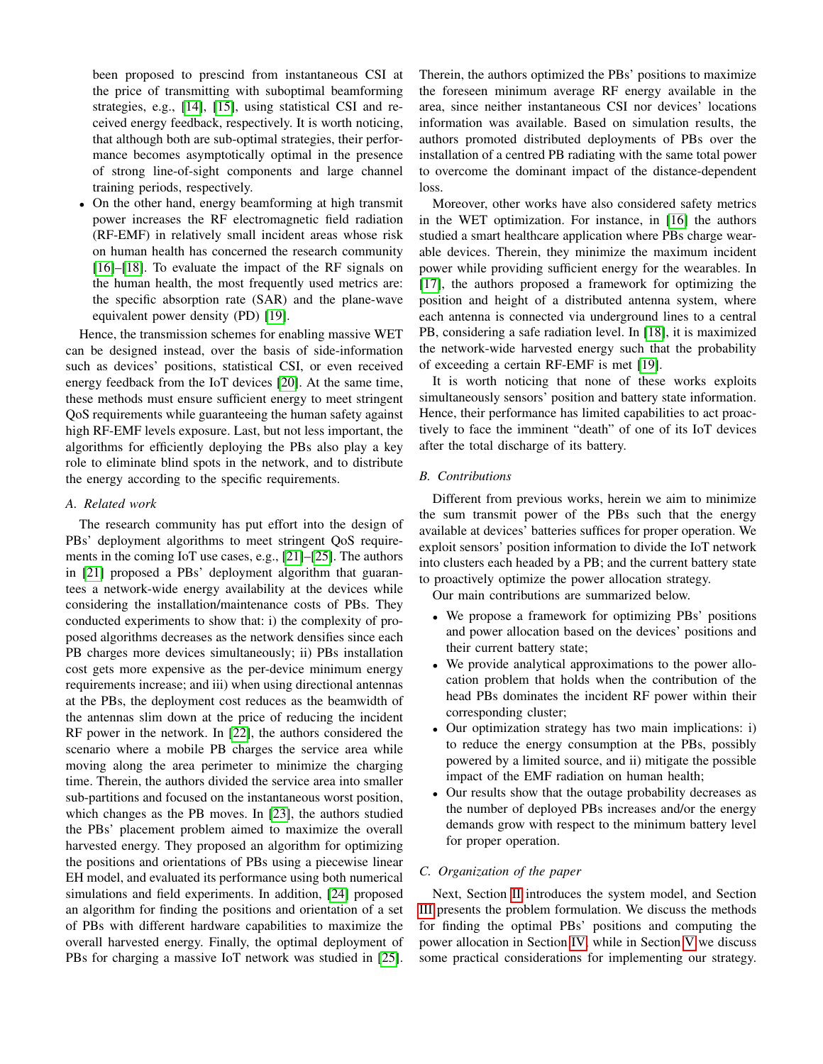been proposed to prescind from instantaneous CSI at the price of transmitting with suboptimal beamforming strategies, e.g., [14], [15], using statistical CSI and received energy feedback, respectively. It is worth noticing, that although both are sub-optimal strategies, their performance becomes asymptotically optimal in the presence of strong line-of-sight components and large channel training periods, respectively.

- On the other hand, energy beamforming at high transmit power increases the RF electromagnetic field radiation (RF-EMF) in relatively small incident areas whose risk on human health has concerned the research community [16]–[18]. To evaluate the impact of the RF signals on the human health, the most frequently used metrics are: the specific absorption rate (SAR) and the plane-wave equivalent power density (PD) [19].

Hence, the transmission schemes for enabling massive WET can be designed instead, over the basis of side-information such as devices' positions, statistical CSI, or even received energy feedback from the IoT devices [20]. At the same time, these methods must ensure sufficient energy to meet stringent QoS requirements while guaranteeing the human safety against high RF-EMF levels exposure. Last, but not less important, the algorithms for efficiently deploying the PBs also play a key role to eliminate blind spots in the network, and to distribute the energy according to the specific requirements.

### A. Related work

The research community has put effort into the design of PBs' deployment algorithms to meet stringent QoS requirements in the coming IoT use cases, e.g., [21]–[25]. The authors in [21] proposed a PBs' deployment algorithm that guarantees a network-wide energy availability at the devices while considering the installation/maintenance costs of PBs. They conducted experiments to show that: i) the complexity of proposed algorithms decreases as the network densifies since each PB charges more devices simultaneously; ii) PBs installation cost gets more expensive as the per-device minimum energy requirements increase; and iii) when using directional antennas at the PBs, the deployment cost reduces as the beamwidth of the antennas slim down at the price of reducing the incident RF power in the network. In [22], the authors considered the scenario where a mobile PB charges the service area while moving along the area perimeter to minimize the charging time. Therein, the authors divided the service area into smaller sub-partitions and focused on the instantaneous worst position, which changes as the PB moves. In [23], the authors studied the PBs' placement problem aimed to maximize the overall harvested energy. They proposed an algorithm for optimizing the positions and orientations of PBs using a piecewise linear EH model, and evaluated its performance using both numerical simulations and field experiments. In addition, [24] proposed an algorithm for finding the positions and orientation of a set of PBs with different hardware capabilities to maximize the overall harvested energy. Finally, the optimal deployment of PBs for charging a massive IoT network was studied in [25]. Therein, the authors optimized the PBs' positions to maximize the foreseen minimum average RF energy available in the area, since neither instantaneous CSI nor devices' locations information was available. Based on simulation results, the authors promoted distributed deployments of PBs over the installation of a centred PB radiating with the same total power to overcome the dominant impact of the distance-dependent loss.

Moreover, other works have also considered safety metrics in the WET optimization. For instance, in [16] the authors studied a smart healthcare application where PBs charge wearable devices. Therein, they minimize the maximum incident power while providing sufficient energy for the wearables. In [17], the authors proposed a framework for optimizing the position and height of a distributed antenna system, where each antenna is connected via underground lines to a central PB, considering a safe radiation level. In [18], it is maximized the network-wide harvested energy such that the probability of exceeding a certain RF-EMF is met [19].

It is worth noticing that none of these works exploits simultaneously sensors' position and battery state information. Hence, their performance has limited capabilities to act proactively to face the imminent "death" of one of its IoT devices after the total discharge of its battery.

### B. Contributions

Different from previous works, herein we aim to minimize the sum transmit power of the PBs such that the energy available at devices' batteries suffices for proper operation. We exploit sensors' position information to divide the IoT network into clusters each headed by a PB; and the current battery state to proactively optimize the power allocation strategy.

Our main contributions are summarized below.

- We propose a framework for optimizing PBs' positions and power allocation based on the devices' positions and their current battery state;
- We provide analytical approximations to the power allocation problem that holds when the contribution of the head PBs dominates the incident RF power within their corresponding cluster;
- Our optimization strategy has two main implications: i) to reduce the energy consumption at the PBs, possibly powered by a limited source, and ii) mitigate the possible impact of the EMF radiation on human health;
- Our results show that the outage probability decreases as the number of deployed PBs increases and/or the energy demands grow with respect to the minimum battery level for proper operation.

### C. Organization of the paper

Next, Section II introduces the system model, and Section III presents the problem formulation. We discuss the methods for finding the optimal PBs' positions and computing the power allocation in Section IV, while in Section V we discuss some practical considerations for implementing our strategy.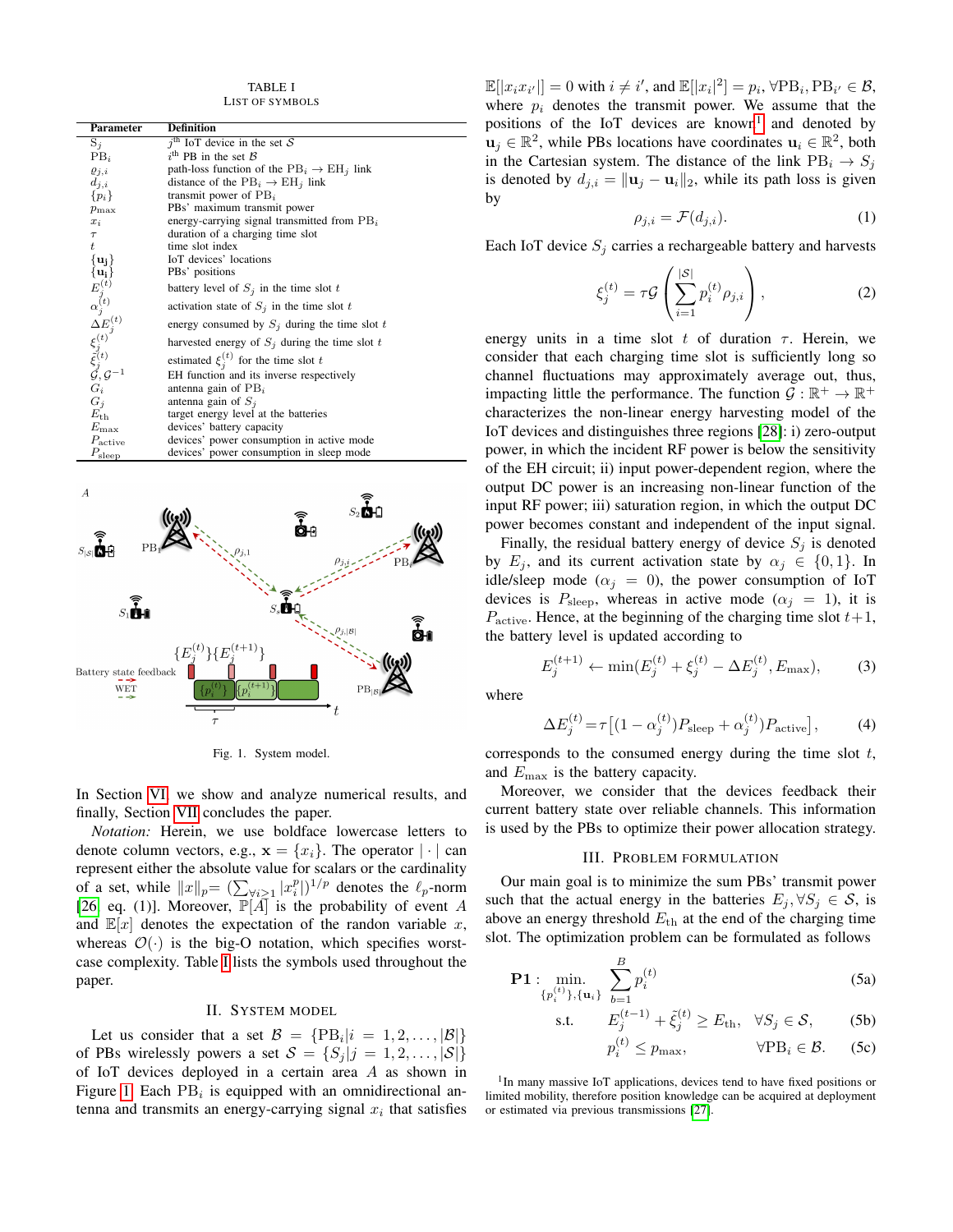TABLE I
LIST OF SYMBOLS

| Parameter | Definition |
|---|---|
| $S_j$ | $j^{\text{th}}$ IoT device in the set $\mathcal{S}$ |
| $\text{PB}_i$ | $i^{\text{th}}$ PB in the set $\mathcal{B}$ |
| $\varrho_{j,i}$ | path-loss function of the $\text{PB}_i \to \text{EH}_j$ link |
| $d_{j,i}$ | distance of the $\text{PB}_i \to \text{EH}_j$ link |
| $\{p_i\}$ | transmit power of $\text{PB}_i$ |
| $p_{\max}$ | PBs' maximum transmit power |
| $x_i$ | energy-carrying signal transmitted from $\text{PB}_i$ |
| $\tau$ | duration of a charging time slot |
| $t$ | time slot index |
| $\{\mathbf{u_j}\}$ | IoT devices' locations |
| $\{\mathbf{u_i}\}$ | PBs' positions |
| $E_j^{(t)}$ | battery level of $S_j$ in the time slot $t$ |
| $\alpha_j^{(t)}$ | activation state of $S_j$ in the time slot $t$ |
| $\Delta E_j^{(t)}$ | energy consumed by $S_j$ during the time slot $t$ |
| $\xi_j^{(t)}$ | harvested energy of $S_j$ during the time slot $t$ |
| $\tilde{\xi}_j^{(t)}$ | estimated $\xi_j^{(t)}$ for the time slot $t$ |
| $\mathcal{G}, \mathcal{G}^{-1}$ | EH function and its inverse respectively |
| $G_i$ | antenna gain of $\text{PB}_i$ |
| $G_j$ | antenna gain of $S_j$ |
| $E_{\text{th}}$ | target energy level at the batteries |
| $E_{\max}$ | devices' battery capacity |
| $P_{\text{active}}$ | devices' power consumption in active mode |
| $P_{\text{sleep}}$ | devices' power consumption in sleep mode |

Fig. 1. System model.

In Section VI, we show and analyze numerical results, and finally, Section VII concludes the paper.

*Notation:* Herein, we use boldface lowercase letters to denote column vectors, e.g., $\mathbf{x} = \{x_i\}$. The operator $|\cdot|$ can represent either the absolute value for scalars or the cardinality of a set, while $\|x\|_p = (\sum_{\forall i \geq 1} |x_i^p|)^{1/p}$ denotes the $\ell_p$-norm [26, eq. (1)]. Moreover, $\mathbb{P}[A]$ is the probability of event $A$ and $\mathbb{E}[x]$ denotes the expectation of the randon variable $x$, whereas $\mathcal{O}(\cdot)$ is the big-O notation, which specifies worst-case complexity. Table I lists the symbols used throughout the paper.

## II. System Model

Let us consider that a set $\mathcal{B} = \{\text{PB}_i | i = 1, 2, \ldots, |\mathcal{B}|\}$ of PBs wirelessly powers a set $\mathcal{S} = \{S_j | j = 1, 2, \ldots, |\mathcal{S}|\}$ of IoT devices deployed in a certain area $A$ as shown in Figure 1. Each $\text{PB}_i$ is equipped with an omnidirectional antenna and transmits an energy-carrying signal $x_i$ that satisfies $\mathbb{E}[|x_i x_{i'}|] = 0$ with $i \neq i'$, and $\mathbb{E}[|x_i|^2] = p_i$, $\forall \text{PB}_i, \text{PB}_{i'} \in \mathcal{B}$, where $p_i$ denotes the transmit power. We assume that the positions of the IoT devices are known[1] and denoted by $\mathbf{u}_j \in \mathbb{R}^2$, while PBs locations have coordinates $\mathbf{u}_i \in \mathbb{R}^2$, both in the Cartesian system. The distance of the link $\text{PB}_i \to S_j$ is denoted by $d_{j,i} = \|\mathbf{u}_j - \mathbf{u}_i\|_2$, while its path loss is given by

$$\rho_{j,i} = \mathcal{F}(d_{j,i}). \tag{1}$$

Each IoT device $S_j$ carries a rechargeable battery and harvests

$$\xi_j^{(t)} = \tau \mathcal{G}\left(\sum_{i=1}^{|\mathcal{S}|} p_i^{(t)} \rho_{j,i}\right), \tag{2}$$

energy units in a time slot $t$ of duration $\tau$. Herein, we consider that each charging time slot is sufficiently long so channel fluctuations may approximately average out, thus, impacting little the performance. The function $\mathcal{G} : \mathbb{R}^+ \to \mathbb{R}^+$ characterizes the non-linear energy harvesting model of the IoT devices and distinguishes three regions [28]: i) zero-output power, in which the incident RF power is below the sensitivity of the EH circuit; ii) input power-dependent region, where the output DC power is an increasing non-linear function of the input RF power; iii) saturation region, in which the output DC power becomes constant and independent of the input signal.

Finally, the residual battery energy of device $S_j$ is denoted by $E_j$, and its current activation state by $\alpha_j \in \{0, 1\}$. In idle/sleep mode ($\alpha_j = 0$), the power consumption of IoT devices is $P_{\text{sleep}}$, whereas in active mode ($\alpha_j = 1$), it is $P_{\text{active}}$. Hence, at the beginning of the charging time slot $t+1$, the battery level is updated according to

$$E_j^{(t+1)} \leftarrow \min(E_j^{(t)} + \xi_j^{(t)} - \Delta E_j^{(t)}, E_{\max}), \tag{3}$$

where

$$\Delta E_j^{(t)} = \tau\left[(1 - \alpha_j^{(t)}) P_{\text{sleep}} + \alpha_j^{(t)} P_{\text{active}}\right], \tag{4}$$

corresponds to the consumed energy during the time slot $t$, and $E_{\max}$ is the battery capacity.

Moreover, we consider that the devices feedback their current battery state over reliable channels. This information is used by the PBs to optimize their power allocation strategy.

## III. Problem Formulation

Our main goal is to minimize the sum PBs' transmit power such that the actual energy in the batteries $E_j, \forall S_j \in \mathcal{S}$, is above an energy threshold $E_{\text{th}}$ at the end of the charging time slot. The optimization problem can be formulated as follows

$$\mathbf{P1}: \quad \underset{\{p_i^{(t)}\}, \{\mathbf{u}_i\}}{\text{min.}} \quad \sum_{b=1}^{B} p_i^{(t)} \tag{5a}$$

$$\text{s.t.} \quad E_j^{(t-1)} + \tilde{\xi}_j^{(t)} \geq E_{\text{th}}, \quad \forall S_j \in \mathcal{S}, \tag{5b}$$

$$p_i^{(t)} \leq p_{\max}, \quad \forall \text{PB}_i \in \mathcal{B}. \tag{5c}$$

[1] In many massive IoT applications, devices tend to have fixed positions or limited mobility, therefore position knowledge can be acquired at deployment or estimated via previous transmissions [27].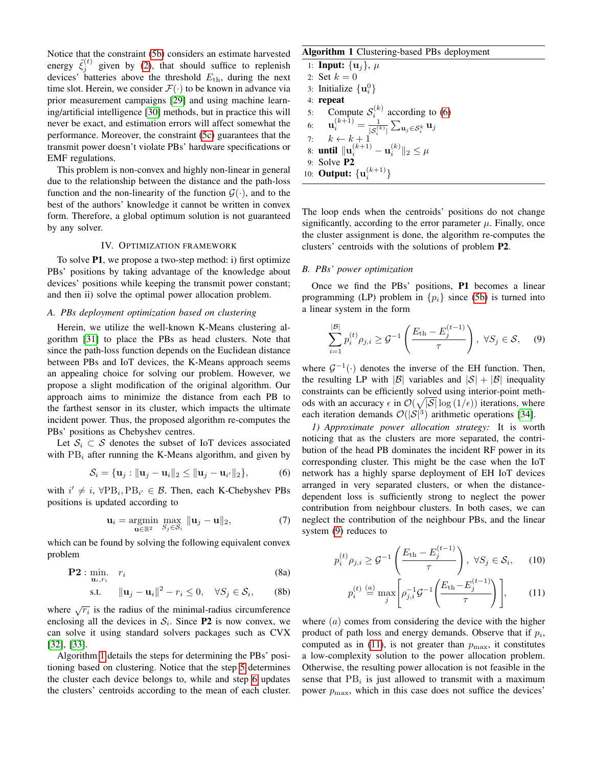Notice that the constraint (5b) considers an estimate harvested energy $\tilde{\xi}_j^{(t)}$ given by (2), that should suffice to replenish devices' batteries above the threshold $E_{\text{th}}$, during the next time slot. Herein, we consider $\mathcal{F}(\cdot)$ to be known in advance via prior measurement campaigns [29] and using machine learning/artificial intelligence [30] methods, but in practice this will never be exact, and estimation errors will affect somewhat the performance. Moreover, the constraint (5c) guarantees that the transmit power doesn't violate PBs' hardware specifications or EMF regulations.

This problem is non-convex and highly non-linear in general due to the relationship between the distance and the path-loss function and the non-linearity of the function $\mathcal{G}(\cdot)$, and to the best of the authors' knowledge it cannot be written in convex form. Therefore, a global optimum solution is not guaranteed by any solver.

## IV. Optimization Framework

To solve **P1**, we propose a two-step method: i) first optimize PBs' positions by taking advantage of the knowledge about devices' positions while keeping the transmit power constant; and then ii) solve the optimal power allocation problem.

### A. PBs deployment optimization based on clustering

Herein, we utilize the well-known K-Means clustering algorithm [31] to place the PBs as head clusters. Note that since the path-loss function depends on the Euclidean distance between PBs and IoT devices, the K-Means approach seems an appealing choice for solving our problem. However, we propose a slight modification of the original algorithm. Our approach aims to minimize the distance from each PB to the farthest sensor in its cluster, which impacts the ultimate incident power. Thus, the proposed algorithm re-computes the PBs' positions as Chebyshev centres.

Let $\mathcal{S}_i \subset \mathcal{S}$ denotes the subset of IoT devices associated with $\text{PB}_i$ after running the K-Means algorithm, and given by

$$\mathcal{S}_i = \{\mathbf{u}_j : \|\mathbf{u}_j - \mathbf{u}_i\|_2 \leq \|\mathbf{u}_j - \mathbf{u}_{i'}\|_2\}, \tag{6}$$

with $i' \neq i$, $\forall \text{PB}_i, \text{PB}_{i'} \in \mathcal{B}$. Then, each K-Chebyshev PBs positions is updated according to

$$\mathbf{u}_i = \underset{\mathbf{u}\in\mathbb{R}^2}{\operatorname{argmin}} \max_{S_j \in \mathcal{S}_i} \|\mathbf{u}_j - \mathbf{u}\|_2, \tag{7}$$

which can be found by solving the following equivalent convex problem

$$\mathbf{P2}: \min_{\mathbf{u}_i, r_i} \quad r_i \tag{8a}$$

$$\text{s.t.} \quad \|\mathbf{u}_j - \mathbf{u}_i\|^2 - r_i \leq 0, \quad \forall S_j \in \mathcal{S}_i, \tag{8b}$$

where $\sqrt{r_i}$ is the radius of the minimal-radius circumference enclosing all the devices in $\mathcal{S}_i$. Since **P2** is now convex, we can solve it using standard solvers packages such as CVX [32], [33].

Algorithm 1 details the steps for determining the PBs' positioning based on clustering. Notice that the step 5 determines the cluster each device belongs to, while and step 6 updates the clusters' centroids according to the mean of each cluster.

**Algorithm 1** Clustering-based PBs deployment

```
1:  Input: {u_j}, μ
2:  Set k = 0
3:  Initialize {u_i^0}
4:  repeat
5:      Compute S_i^(k) according to (6)
6:      u_i^(k+1) = (1/|S_i^(k)|) Σ_{u_j ∈ S_i^k} u_j
7:      k ← k + 1
8:  until ||u_i^(k+1) − u_i^(k)||_2 ≤ μ
9:  Solve P2
10: Output: {u_i^(k+1)}
```

The loop ends when the centroids' positions do not change significantly, according to the error parameter $\mu$. Finally, once the cluster assignment is done, the algorithm re-computes the clusters' centroids with the solutions of problem **P2**.

### B. PBs' power optimization

Once we find the PBs' positions, **P1** becomes a linear programming (LP) problem in $\{p_i\}$ since (5b) is turned into a linear system in the form

$$\sum_{i=1}^{|\mathcal{B}|} p_i^{(t)} \rho_{j,i} \geq \mathcal{G}^{-1}\left(\frac{E_{\text{th}} - E_j^{(t-1)}}{\tau}\right), \ \forall S_j \in \mathcal{S}, \tag{9}$$

where $\mathcal{G}^{-1}(\cdot)$ denotes the inverse of the EH function. Then, the resulting LP with $|\mathcal{B}|$ variables and $|\mathcal{S}| + |\mathcal{B}|$ inequality constraints can be efficiently solved using interior-point methods with an accuracy $\epsilon$ in $\mathcal{O}(\sqrt{|\mathcal{S}|}\log(1/\epsilon))$ iterations, where each iteration demands $\mathcal{O}(|\mathcal{S}|^3)$ arithmetic operations [34].

*1) Approximate power allocation strategy:* It is worth noticing that as the clusters are more separated, the contribution of the head PB dominates the incident RF power in its corresponding cluster. This might be the case when the IoT network has a highly sparse deployment of EH IoT devices arranged in very separated clusters, or when the distance-dependent loss is sufficiently strong to neglect the power contribution from neighbour clusters. In both cases, we can neglect the contribution of the neighbour PBs, and the linear system (9) reduces to

$$p_i^{(t)} \rho_{j,i} \geq \mathcal{G}^{-1}\left(\frac{E_{\text{th}} - E_j^{(t-1)}}{\tau}\right), \ \forall S_j \in \mathcal{S}_i, \tag{10}$$

$$p_i^{(t)} \overset{(a)}{=} \max_j \left[\rho_{j,i}^{-1} \mathcal{G}^{-1}\left(\frac{E_{\text{th}} - E_j^{(t-1)}}{\tau}\right)\right], \tag{11}$$

where $(a)$ comes from considering the device with the higher product of path loss and energy demands. Observe that if $p_i$, computed as in (11), is not greater than $p_{\max}$, it constitutes a low-complexity solution to the power allocation problem. Otherwise, the resulting power allocation is not feasible in the sense that $\text{PB}_i$ is just allowed to transmit with a maximum power $p_{\max}$, which in this case does not suffice the devices'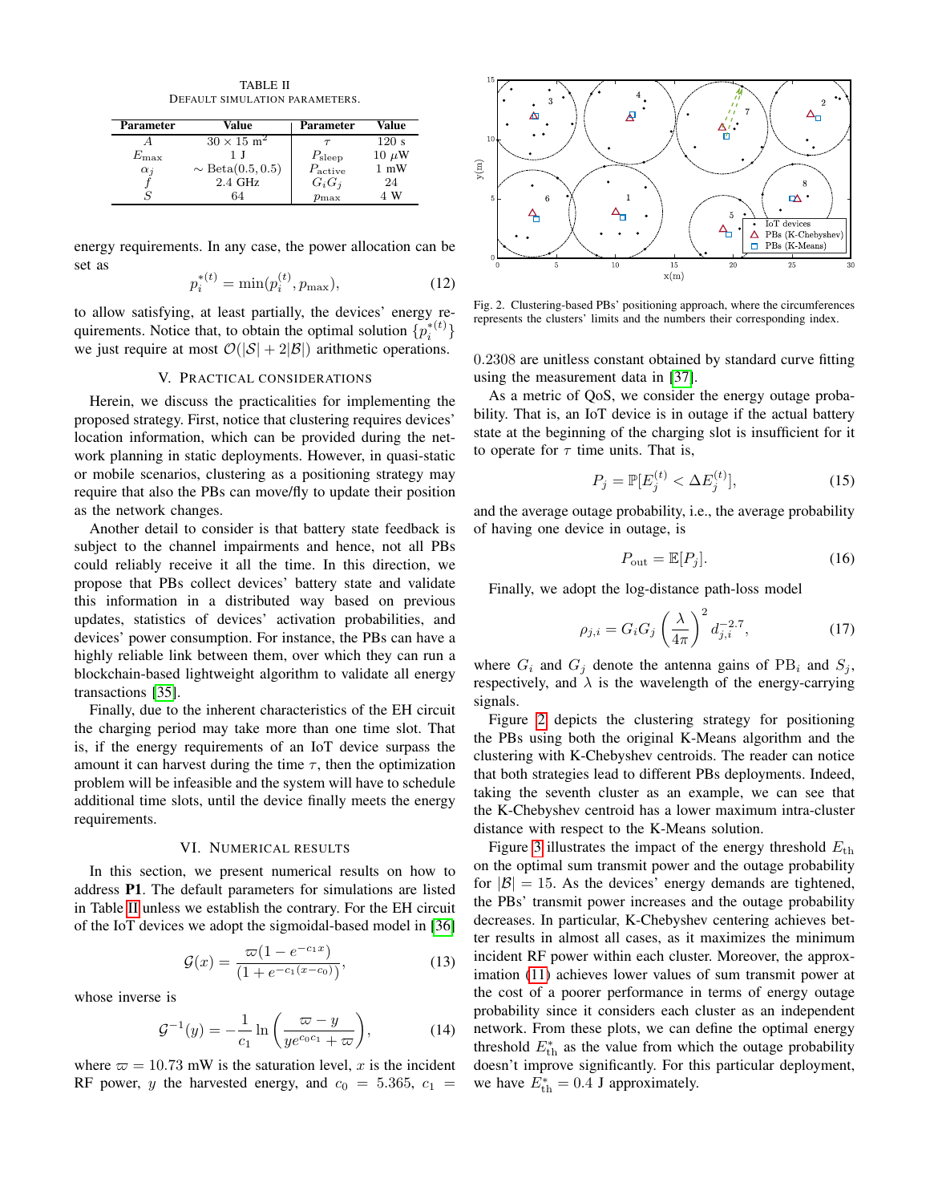TABLE II
DEFAULT SIMULATION PARAMETERS.

| Parameter | Value | Parameter | Value |
|---|---|---|---|
| $A$ | $30 \times 15$ m$^2$ | $\tau$ | 120 s |
| $E_{\max}$ | 1 J | $P_{\text{sleep}}$ | 10 $\mu$W |
| $\alpha_j$ | $\sim$ Beta(0.5, 0.5) | $P_{\text{active}}$ | 1 mW |
| $f$ | 2.4 GHz | $G_iG_j$ | 24 |
| $S$ | 64 | $p_{\max}$ | 4 W |

energy requirements. In any case, the power allocation can be set as

$$p_i^{*(t)} = \min(p_i^{(t)}, p_{\max}), \tag{12}$$

to allow satisfying, at least partially, the devices' energy requirements. Notice that, to obtain the optimal solution $\{p_i^{*(t)}\}$ we just require at most $\mathcal{O}(|\mathcal{S}| + 2|\mathcal{B}|)$ arithmetic operations.

## V. Practical Considerations

Herein, we discuss the practicalities for implementing the proposed strategy. First, notice that clustering requires devices' location information, which can be provided during the network planning in static deployments. However, in quasi-static or mobile scenarios, clustering as a positioning strategy may require that also the PBs can move/fly to update their position as the network changes.

Another detail to consider is that battery state feedback is subject to the channel impairments and hence, not all PBs could reliably receive it all the time. In this direction, we propose that PBs collect devices' battery state and validate this information in a distributed way based on previous updates, statistics of devices' activation probabilities, and devices' power consumption. For instance, the PBs can have a highly reliable link between them, over which they can run a blockchain-based lightweight algorithm to validate all energy transactions [35].

Finally, due to the inherent characteristics of the EH circuit the charging period may take more than one time slot. That is, if the energy requirements of an IoT device surpass the amount it can harvest during the time $\tau$, then the optimization problem will be infeasible and the system will have to schedule additional time slots, until the device finally meets the energy requirements.

## VI. Numerical Results

In this section, we present numerical results on how to address **P1**. The default parameters for simulations are listed in Table II unless we establish the contrary. For the EH circuit of the IoT devices we adopt the sigmoidal-based model in [36]

$$\mathcal{G}(x) = \frac{\varpi(1 - e^{-c_1 x})}{(1 + e^{-c_1(x - c_0)})}, \tag{13}$$

whose inverse is

$$\mathcal{G}^{-1}(y) = -\frac{1}{c_1} \ln\left(\frac{\varpi - y}{y e^{c_0 c_1} + \varpi}\right), \tag{14}$$

where $\varpi = 10.73$ mW is the saturation level, $x$ is the incident RF power, $y$ the harvested energy, and $c_0 = 5.365$, $c_1 = 0.2308$ are unitless constant obtained by standard curve fitting using the measurement data in [37].

15
10
5
0
y(m)
0
5
10
15
20
25
30
x(m)
1
2
3
4
5
6
7
8
IoT devices
PBs (K-Chebyshev)
PBs (K-Means)

Fig. 2. Clustering-based PBs' positioning approach, where the circumferences represents the clusters' limits and the numbers their corresponding index.

As a metric of QoS, we consider the energy outage probability. That is, an IoT device is in outage if the actual battery state at the beginning of the charging slot is insufficient for it to operate for $\tau$ time units. That is,

$$P_j = \mathbb{P}[E_j^{(t)} < \Delta E_j^{(t)}], \tag{15}$$

and the average outage probability, i.e., the average probability of having one device in outage, is

$$P_{\text{out}} = \mathbb{E}[P_j]. \tag{16}$$

Finally, we adopt the log-distance path-loss model

$$\rho_{j,i} = G_i G_j \left(\frac{\lambda}{4\pi}\right)^2 d_{j,i}^{-2.7}, \tag{17}$$

where $G_i$ and $G_j$ denote the antenna gains of PB$_i$ and $S_j$, respectively, and $\lambda$ is the wavelength of the energy-carrying signals.

Figure 2 depicts the clustering strategy for positioning the PBs using both the original K-Means algorithm and the clustering with K-Chebyshev centroids. The reader can notice that both strategies lead to different PBs deployments. Indeed, taking the seventh cluster as an example, we can see that the K-Chebyshev centroid has a lower maximum intra-cluster distance with respect to the K-Means solution.

Figure 3 illustrates the impact of the energy threshold $E_{\text{th}}$ on the optimal sum transmit power and the outage probability for $|\mathcal{B}| = 15$. As the devices' energy demands are tightened, the PBs' transmit power increases and the outage probability decreases. In particular, K-Chebyshev centering achieves better results in almost all cases, as it maximizes the minimum incident RF power within each cluster. Moreover, the approximation (11) achieves lower values of sum transmit power at the cost of a poorer performance in terms of energy outage probability since it considers each cluster as an independent network. From these plots, we can define the optimal energy threshold $E_{\text{th}}^*$ as the value from which the outage probability doesn't improve significantly. For this particular deployment, we have $E_{\text{th}}^* = 0.4$ J approximately.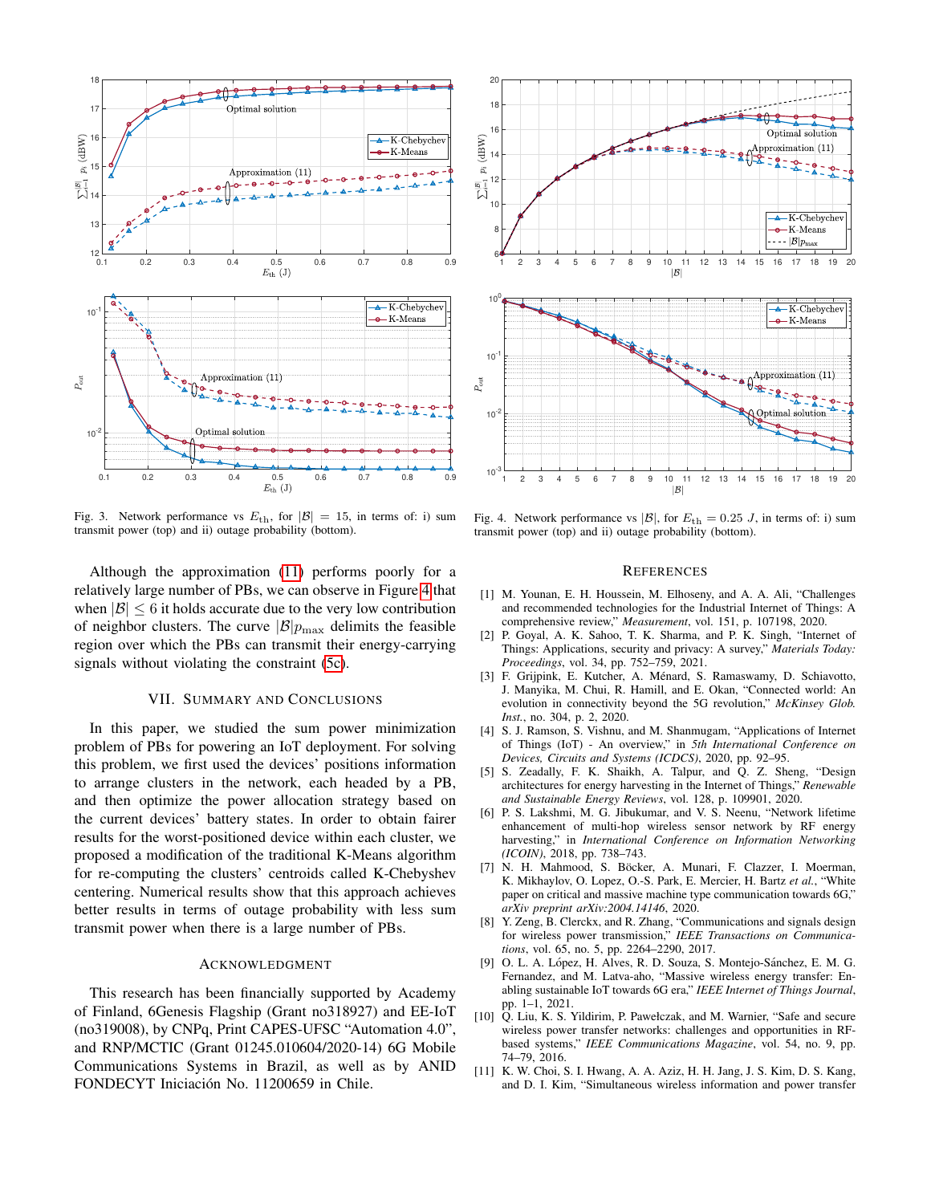$\sum_{i=1}^{|\mathcal{B}|} p_i$ (dBW)

18
17
16
15
14
13
12

0.1 0.2 0.3 0.4 0.5 0.6 0.7 0.8 0.9

$E_{\text{th}}$ (J)

Optimal solution

Approximation (11)

K-Chebychev
K-Means

$P_{\text{out}}$

$10^{-1}$
$10^{-2}$

0.1 0.2 0.3 0.4 0.5 0.6 0.7 0.8 0.9

$E_{\text{th}}$ (J)

K-Chebychev
K-Means

Approximation (11)

Optimal solution

Fig. 3. Network performance vs $E_{\text{th}}$, for $|\mathcal{B}| = 15$, in terms of: i) sum transmit power (top) and ii) outage probability (bottom).

$\sum_{i=1}^{|\mathcal{B}|} p_i$ (dBW)

20
18
16
14
12
10
8
6

1 2 3 4 5 6 7 8 9 10 11 12 13 14 15 16 17 18 19 20

$|\mathcal{B}|$

Optimal solution

Approximation (11)

K-Chebychev
K-Means
$|\mathcal{B}|p_{\max}$

$P_{\text{out}}$

$10^{0}$
$10^{-1}$
$10^{-2}$
$10^{-3}$

1 2 3 4 5 6 7 8 9 10 11 12 13 14 15 16 17 18 19 20

$|\mathcal{B}|$

K-Chebychev
K-Means

Approximation (11)

Optimal solution

Fig. 4. Network performance vs $|\mathcal{B}|$, for $E_{\text{th}} = 0.25$ $J$, in terms of: i) sum transmit power (top) and ii) outage probability (bottom).

Although the approximation (11) performs poorly for a relatively large number of PBs, we can observe in Figure 4 that when $|\mathcal{B}| \leq 6$ it holds accurate due to the very low contribution of neighbor clusters. The curve $|\mathcal{B}|p_{\max}$ delimits the feasible region over which the PBs can transmit their energy-carrying signals without violating the constraint (5c).

## VII. Summary and Conclusions

In this paper, we studied the sum power minimization problem of PBs for powering an IoT deployment. For solving this problem, we first used the devices' positions information to arrange clusters in the network, each headed by a PB, and then optimize the power allocation strategy based on the current devices' battery states. In order to obtain fairer results for the worst-positioned device within each cluster, we proposed a modification of the traditional K-Means algorithm for re-computing the clusters' centroids called K-Chebyshev centering. Numerical results show that this approach achieves better results in terms of outage probability with less sum transmit power when there is a large number of PBs.

## Acknowledgment

This research has been financially supported by Academy of Finland, 6Genesis Flagship (Grant no318927) and EE-IoT (no319008), by CNPq, Print CAPES-UFSC "Automation 4.0", and RNP/MCTIC (Grant 01245.010604/2020-14) 6G Mobile Communications Systems in Brazil, as well as by ANID FONDECYT Iniciación No. 11200659 in Chile.

## References

[1] M. Younan, E. H. Houssein, M. Elhoseny, and A. A. Ali, "Challenges and recommended technologies for the Industrial Internet of Things: A comprehensive review," *Measurement*, vol. 151, p. 107198, 2020.

[2] P. Goyal, A. K. Sahoo, T. K. Sharma, and P. K. Singh, "Internet of Things: Applications, security and privacy: A survey," *Materials Today: Proceedings*, vol. 34, pp. 752–759, 2021.

[3] F. Grijpink, E. Kutcher, A. Ménard, S. Ramaswamy, D. Schiavotto, J. Manyika, M. Chui, R. Hamill, and E. Okan, "Connected world: An evolution in connectivity beyond the 5G revolution," *McKinsey Glob. Inst.*, no. 304, p. 2, 2020.

[4] S. J. Ramson, S. Vishnu, and M. Shanmugam, "Applications of Internet of Things (IoT) - An overview," in *5th International Conference on Devices, Circuits and Systems (ICDCS)*, 2020, pp. 92–95.

[5] S. Zeadally, F. K. Shaikh, A. Talpur, and Q. Z. Sheng, "Design architectures for energy harvesting in the Internet of Things," *Renewable and Sustainable Energy Reviews*, vol. 128, p. 109901, 2020.

[6] P. S. Lakshmi, M. G. Jibukumar, and V. S. Neenu, "Network lifetime enhancement of multi-hop wireless sensor network by RF energy harvesting," in *International Conference on Information Networking (ICOIN)*, 2018, pp. 738–743.

[7] N. H. Mahmood, S. Böcker, A. Munari, F. Clazzer, I. Moerman, K. Mikhaylov, O. Lopez, O.-S. Park, E. Mercier, H. Bartz *et al.*, "White paper on critical and massive machine type communication towards 6G," *arXiv preprint arXiv:2004.14146*, 2020.

[8] Y. Zeng, B. Clerckx, and R. Zhang, "Communications and signals design for wireless power transmission," *IEEE Transactions on Communications*, vol. 65, no. 5, pp. 2264–2290, 2017.

[9] O. L. A. López, H. Alves, R. D. Souza, S. Montejo-Sánchez, E. M. G. Fernandez, and M. Latva-aho, "Massive wireless energy transfer: Enabling sustainable IoT towards 6G era," *IEEE Internet of Things Journal*, pp. 1–1, 2021.

[10] Q. Liu, K. S. Yildirim, P. Pawełczak, and M. Warnier, "Safe and secure wireless power transfer networks: challenges and opportunities in RF-based systems," *IEEE Communications Magazine*, vol. 54, no. 9, pp. 74–79, 2016.

[11] K. W. Choi, S. I. Hwang, A. A. Aziz, H. H. Jang, J. S. Kim, D. S. Kang, and D. I. Kim, "Simultaneous wireless information and power transfer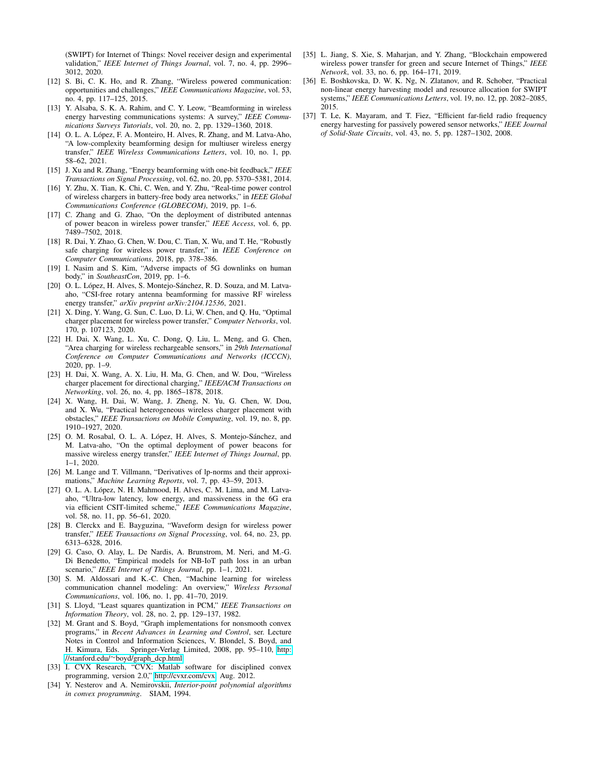(SWIPT) for Internet of Things: Novel receiver design and experimental validation," *IEEE Internet of Things Journal*, vol. 7, no. 4, pp. 2996–3012, 2020.

[12] S. Bi, C. K. Ho, and R. Zhang, "Wireless powered communication: opportunities and challenges," *IEEE Communications Magazine*, vol. 53, no. 4, pp. 117–125, 2015.

[13] Y. Alsaba, S. K. A. Rahim, and C. Y. Leow, "Beamforming in wireless energy harvesting communications systems: A survey," *IEEE Communications Surveys Tutorials*, vol. 20, no. 2, pp. 1329–1360, 2018.

[14] O. L. A. López, F. A. Monteiro, H. Alves, R. Zhang, and M. Latva-Aho, "A low-complexity beamforming design for multiuser wireless energy transfer," *IEEE Wireless Communications Letters*, vol. 10, no. 1, pp. 58–62, 2021.

[15] J. Xu and R. Zhang, "Energy beamforming with one-bit feedback," *IEEE Transactions on Signal Processing*, vol. 62, no. 20, pp. 5370–5381, 2014.

[16] Y. Zhu, X. Tian, K. Chi, C. Wen, and Y. Zhu, "Real-time power control of wireless chargers in battery-free body area networks," in *IEEE Global Communications Conference (GLOBECOM)*, 2019, pp. 1–6.

[17] C. Zhang and G. Zhao, "On the deployment of distributed antennas of power beacon in wireless power transfer," *IEEE Access*, vol. 6, pp. 7489–7502, 2018.

[18] R. Dai, Y. Zhao, G. Chen, W. Dou, C. Tian, X. Wu, and T. He, "Robustly safe charging for wireless power transfer," in *IEEE Conference on Computer Communications*, 2018, pp. 378–386.

[19] I. Nasim and S. Kim, "Adverse impacts of 5G downlinks on human body," in *SoutheastCon*, 2019, pp. 1–6.

[20] O. L. López, H. Alves, S. Montejo-Sánchez, R. D. Souza, and M. Latva-aho, "CSI-free rotary antenna beamforming for massive RF wireless energy transfer," *arXiv preprint arXiv:2104.12536*, 2021.

[21] X. Ding, Y. Wang, G. Sun, C. Luo, D. Li, W. Chen, and Q. Hu, "Optimal charger placement for wireless power transfer," *Computer Networks*, vol. 170, p. 107123, 2020.

[22] H. Dai, X. Wang, L. Xu, C. Dong, Q. Liu, L. Meng, and G. Chen, "Area charging for wireless rechargeable sensors," in *29th International Conference on Computer Communications and Networks (ICCCN)*, 2020, pp. 1–9.

[23] H. Dai, X. Wang, A. X. Liu, H. Ma, G. Chen, and W. Dou, "Wireless charger placement for directional charging," *IEEE/ACM Transactions on Networking*, vol. 26, no. 4, pp. 1865–1878, 2018.

[24] X. Wang, H. Dai, W. Wang, J. Zheng, N. Yu, G. Chen, W. Dou, and X. Wu, "Practical heterogeneous wireless charger placement with obstacles," *IEEE Transactions on Mobile Computing*, vol. 19, no. 8, pp. 1910–1927, 2020.

[25] O. M. Rosabal, O. L. A. López, H. Alves, S. Montejo-Sánchez, and M. Latva-aho, "On the optimal deployment of power beacons for massive wireless energy transfer," *IEEE Internet of Things Journal*, pp. 1–1, 2020.

[26] M. Lange and T. Villmann, "Derivatives of lp-norms and their approximations," *Machine Learning Reports*, vol. 7, pp. 43–59, 2013.

[27] O. L. A. López, N. H. Mahmood, H. Alves, C. M. Lima, and M. Latva-aho, "Ultra-low latency, low energy, and massiveness in the 6G era via efficient CSIT-limited scheme," *IEEE Communications Magazine*, vol. 58, no. 11, pp. 56–61, 2020.

[28] B. Clerckx and E. Bayguzina, "Waveform design for wireless power transfer," *IEEE Transactions on Signal Processing*, vol. 64, no. 23, pp. 6313–6328, 2016.

[29] G. Caso, O. Alay, L. De Nardis, A. Brunstrom, M. Neri, and M.-G. Di Benedetto, "Empirical models for NB-IoT path loss in an urban scenario," *IEEE Internet of Things Journal*, pp. 1–1, 2021.

[30] S. M. Aldossari and K.-C. Chen, "Machine learning for wireless communication channel modeling: An overview," *Wireless Personal Communications*, vol. 106, no. 1, pp. 41–70, 2019.

[31] S. Lloyd, "Least squares quantization in PCM," *IEEE Transactions on Information Theory*, vol. 28, no. 2, pp. 129–137, 1982.

[32] M. Grant and S. Boyd, "Graph implementations for nonsmooth convex programs," in *Recent Advances in Learning and Control*, ser. Lecture Notes in Control and Information Sciences, V. Blondel, S. Boyd, and H. Kimura, Eds. Springer-Verlag Limited, 2008, pp. 95–110, http://stanford.edu/~boyd/graph_dcp.html.

[33] I. CVX Research, "CVX: Matlab software for disciplined convex programming, version 2.0," http://cvxr.com/cvx, Aug. 2012.

[34] Y. Nesterov and A. Nemirovskii, *Interior-point polynomial algorithms in convex programming*. SIAM, 1994.

[35] L. Jiang, S. Xie, S. Maharjan, and Y. Zhang, "Blockchain empowered wireless power transfer for green and secure Internet of Things," *IEEE Network*, vol. 33, no. 6, pp. 164–171, 2019.

[36] E. Boshkovska, D. W. K. Ng, N. Zlatanov, and R. Schober, "Practical non-linear energy harvesting model and resource allocation for SWIPT systems," *IEEE Communications Letters*, vol. 19, no. 12, pp. 2082–2085, 2015.

[37] T. Le, K. Mayaram, and T. Fiez, "Efficient far-field radio frequency energy harvesting for passively powered sensor networks," *IEEE Journal of Solid-State Circuits*, vol. 43, no. 5, pp. 1287–1302, 2008.